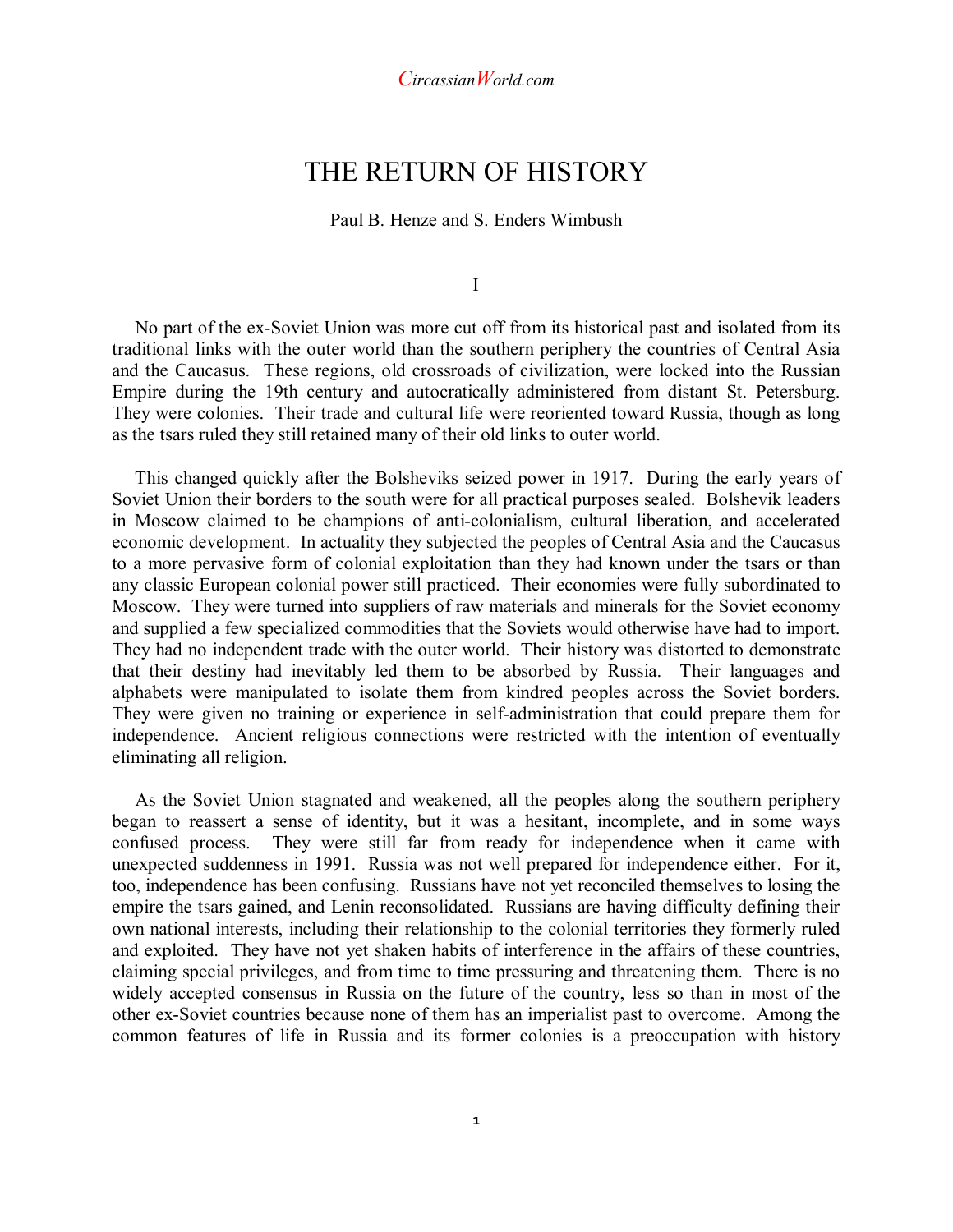# THE RETURN OF HISTORY

Paul B. Henze and S. Enders Wimbush

## I

No part of the ex-Soviet Union was more cut off from its historical past and isolated from its traditional links with the outer world than the southern periphery the countries of Central Asia and the Caucasus. These regions, old crossroads of civilization, were locked into the Russian Empire during the 19th century and autocratically administered from distant St. Petersburg. They were colonies. Their trade and cultural life were reoriented toward Russia, though as long as the tsars ruled they still retained many of their old links to outer world.

This changed quickly after the Bolsheviks seized power in 1917. During the early years of Soviet Union their borders to the south were for all practical purposes sealed. Bolshevik leaders in Moscow claimed to be champions of anti-colonialism, cultural liberation, and accelerated economic development. In actuality they subjected the peoples of Central Asia and the Caucasus to a more pervasive form of colonial exploitation than they had known under the tsars or than any classic European colonial power still practiced. Their economies were fully subordinated to Moscow. They were turned into suppliers of raw materials and minerals for the Soviet economy and supplied a few specialized commodities that the Soviets would otherwise have had to import. They had no independent trade with the outer world. Their history was distorted to demonstrate that their destiny had inevitably led them to be absorbed by Russia. Their languages and alphabets were manipulated to isolate them from kindred peoples across the Soviet borders. They were given no training or experience in self-administration that could prepare them for independence. Ancient religious connections were restricted with the intention of eventually eliminating all religion.

As the Soviet Union stagnated and weakened, all the peoples along the southern periphery began to reassert a sense of identity, but it was a hesitant, incomplete, and in some ways confused process. They were still far from ready for independence when it came with unexpected suddenness in 1991. Russia was not well prepared for independence either. For it, too, independence has been confusing. Russians have not yet reconciled themselves to losing the empire the tsars gained, and Lenin reconsolidated. Russians are having difficulty defining their own national interests, including their relationship to the colonial territories they formerly ruled and exploited. They have not yet shaken habits of interference in the affairs of these countries, claiming special privileges, and from time to time pressuring and threatening them. There is no widely accepted consensus in Russia on the future of the country, less so than in most of the other ex-Soviet countries because none of them has an imperialist past to overcome. Among the common features of life in Russia and its former colonies is a preoccupation with history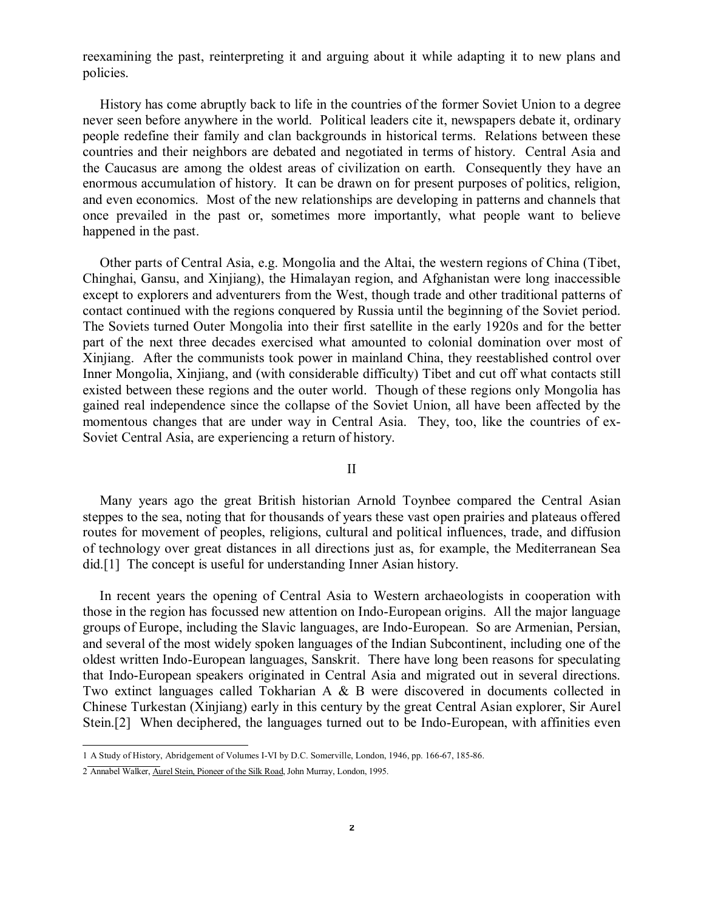reexamining the past, reinterpreting it and arguing about it while adapting it to new plans and policies.

History has come abruptly back to life in the countries of the former Soviet Union to a degree never seen before anywhere in the world. Political leaders cite it, newspapers debate it, ordinary people redefine their family and clan backgrounds in historical terms. Relations between these countries and their neighbors are debated and negotiated in terms of history. Central Asia and the Caucasus are among the oldest areas of civilization on earth. Consequently they have an enormous accumulation of history. It can be drawn on for present purposes of politics, religion, and even economics. Most of the new relationships are developing in patterns and channels that once prevailed in the past or, sometimes more importantly, what people want to believe happened in the past.

Other parts of Central Asia, e.g. Mongolia and the Altai, the western regions of China (Tibet, Chinghai, Gansu, and Xinjiang), the Himalayan region, and Afghanistan were long inaccessible except to explorers and adventurers from the West, though trade and other traditional patterns of contact continued with the regions conquered by Russia until the beginning of the Soviet period. The Soviets turned Outer Mongolia into their first satellite in the early 1920s and for the better part of the next three decades exercised what amounted to colonial domination over most of Xinjiang. After the communists took power in mainland China, they reestablished control over Inner Mongolia, Xinjiang, and (with considerable difficulty) Tibet and cut off what contacts still existed between these regions and the outer world. Though of these regions only Mongolia has gained real independence since the collapse of the Soviet Union, all have been affected by the momentous changes that are under way in Central Asia. They, too, like the countries of ex-Soviet Central Asia, are experiencing a return of history.

## II

Many years ago the great British historian Arnold Toynbee compared the Central Asian steppes to the sea, noting that for thousands of years these vast open prairies and plateaus offered routes for movement of peoples, religions, cultural and political influences, trade, and diffusion of technology over great distances in all directions just as, for example, the Mediterranean Sea did.[1] The concept is useful for understanding Inner Asian history.

In recent years the opening of Central Asia to Western archaeologists in cooperation with those in the region has focussed new attention on Indo-European origins. All the major language groups of Europe, including the Slavic languages, are Indo-European. So are Armenian, Persian, and several of the most widely spoken languages of the Indian Subcontinent, including one of the oldest written Indo-European languages, Sanskrit. There have long been reasons for speculating that Indo-European speakers originated in Central Asia and migrated out in several directions. Two extinct languages called Tokharian A & B were discovered in documents collected in Chinese Turkestan (Xinjiang) early in this century by the great Central Asian explorer, Sir Aurel Stein.[2] When deciphered, the languages turned out to be Indo-European, with affinities even

---

1 A Study of History, Abridgement of Volumes I-VI by D.C. Somerville, London, 1946, pp. 166-67, 185-86.

2 Annabel Walker, Aurel Stein, Pioneer of the Silk Road, John Murray, London, 1995.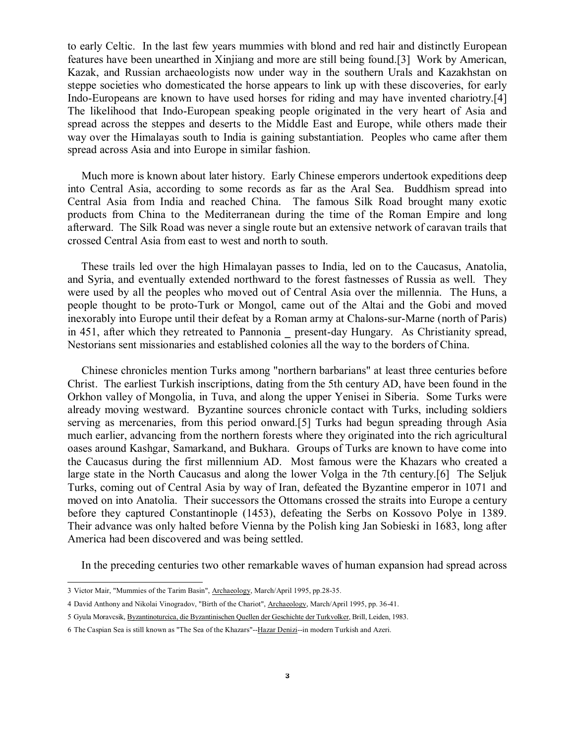to early Celtic. In the last few years mummies with blond and red hair and distinctly European features have been unearthed in Xinjiang and more are still being found.[3] Work by American, Kazak, and Russian archaeologists now under way in the southern Urals and Kazakhstan on steppe societies who domesticated the horse appears to link up with these discoveries, for early Indo-Europeans are known to have used horses for riding and may have invented chariotry.[4] The likelihood that Indo-European speaking people originated in the very heart of Asia and spread across the steppes and deserts to the Middle East and Europe, while others made their way over the Himalayas south to India is gaining substantiation. Peoples who came after them spread across Asia and into Europe in similar fashion.

Much more is known about later history. Early Chinese emperors undertook expeditions deep into Central Asia, according to some records as far as the Aral Sea. Buddhism spread into Central Asia from India and reached China. The famous Silk Road brought many exotic products from China to the Mediterranean during the time of the Roman Empire and long afterward. The Silk Road was never a single route but an extensive network of caravan trails that crossed Central Asia from east to west and north to south.

These trails led over the high Himalayan passes to India, led on to the Caucasus, Anatolia, and Syria, and eventually extended northward to the forest fastnesses of Russia as well. They were used by all the peoples who moved out of Central Asia over the millennia. The Huns, a people thought to be proto-Turk or Mongol, came out of the Altai and the Gobi and moved inexorably into Europe until their defeat by a Roman army at Chalons-sur-Marne (north of Paris) in 451, after which they retreated to Pannonia _ present-day Hungary. As Christianity spread, Nestorians sent missionaries and established colonies all the way to the borders of China.

Chinese chronicles mention Turks among "northern barbarians" at least three centuries before Christ. The earliest Turkish inscriptions, dating from the 5th century AD, have been found in the Orkhon valley of Mongolia, in Tuva, and along the upper Yenisei in Siberia. Some Turks were already moving westward. Byzantine sources chronicle contact with Turks, including soldiers serving as mercenaries, from this period onward.[5] Turks had begun spreading through Asia much earlier, advancing from the northern forests where they originated into the rich agricultural oases around Kashgar, Samarkand, and Bukhara. Groups of Turks are known to have come into the Caucasus during the first millennium AD. Most famous were the Khazars who created a large state in the North Caucasus and along the lower Volga in the 7th century.[6] The Seljuk Turks, coming out of Central Asia by way of Iran, defeated the Byzantine emperor in 1071 and moved on into Anatolia. Their successors the Ottomans crossed the straits into Europe a century before they captured Constantinople (1453), defeating the Serbs on Kossovo Polye in 1389. Their advance was only halted before Vienna by the Polish king Jan Sobieski in 1683, long after America had been discovered and was being settled.

In the preceding centuries two other remarkable waves of human expansion had spread across

---

3 Victor Mair, "Mummies of the Tarim Basin", Archaeology, March/April 1995, pp.28-35.

4 David Anthony and Nikolai Vinogradov, "Birth of the Chariot", Archaeology, March/April 1995, pp. 36-41.

5 Gyula Moravcsik, Byzantinoturcica, die Byzantinischen Quellen der Geschichte der Turkvolker, Brill, Leiden, 1983.

6 The Caspian Sea is still known as "The Sea of the Khazars"--Hazar Denizi--in modern Turkish and Azeri.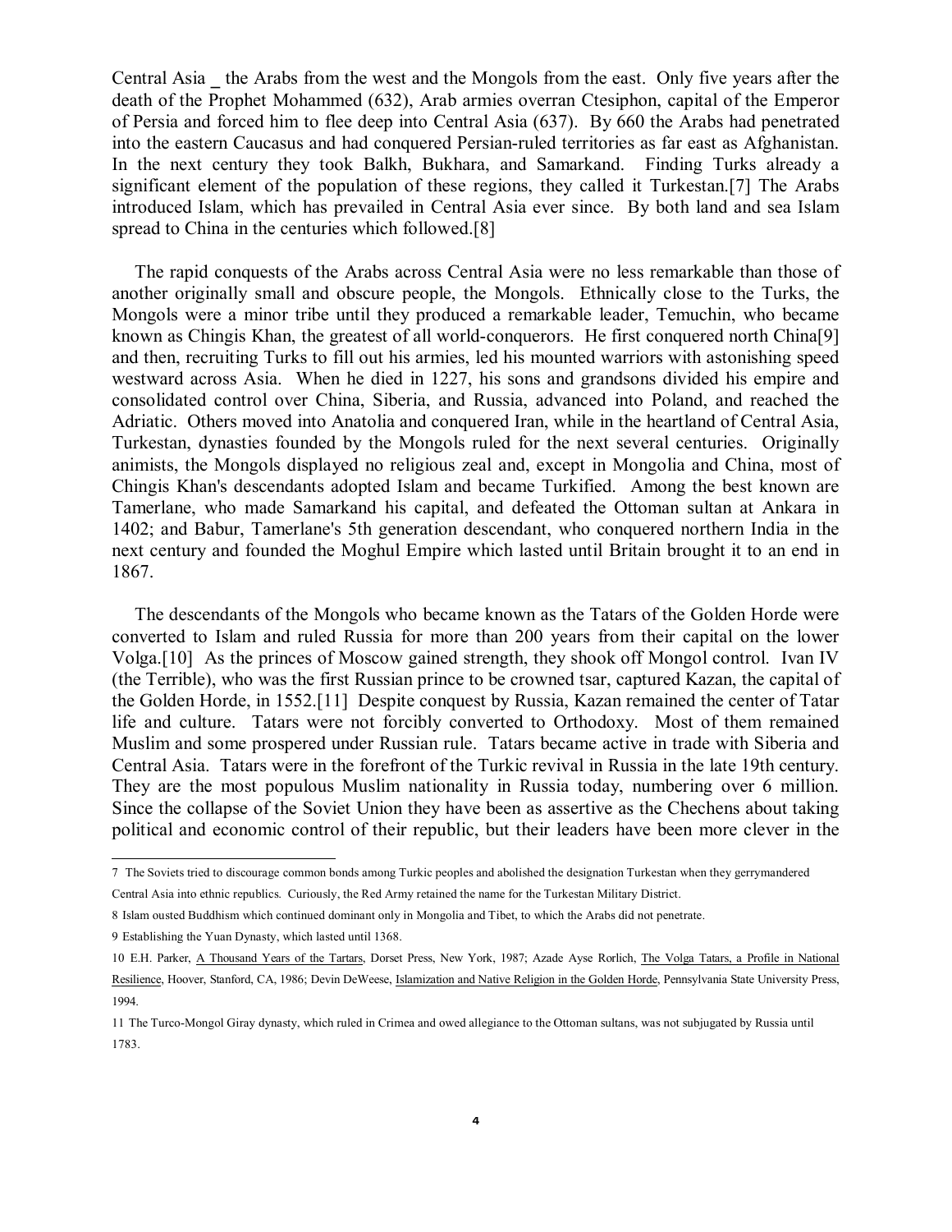Central Asia _ the Arabs from the west and the Mongols from the east. Only five years after the death of the Prophet Mohammed (632), Arab armies overran Ctesiphon, capital of the Emperor of Persia and forced him to flee deep into Central Asia (637). By 660 the Arabs had penetrated into the eastern Caucasus and had conquered Persian-ruled territories as far east as Afghanistan. In the next century they took Balkh, Bukhara, and Samarkand. Finding Turks already a significant element of the population of these regions, they called it Turkestan.[7] The Arabs introduced Islam, which has prevailed in Central Asia ever since. By both land and sea Islam spread to China in the centuries which followed.[8]

The rapid conquests of the Arabs across Central Asia were no less remarkable than those of another originally small and obscure people, the Mongols. Ethnically close to the Turks, the Mongols were a minor tribe until they produced a remarkable leader, Temuchin, who became known as Chingis Khan, the greatest of all world-conquerors. He first conquered north China[9] and then, recruiting Turks to fill out his armies, led his mounted warriors with astonishing speed westward across Asia. When he died in 1227, his sons and grandsons divided his empire and consolidated control over China, Siberia, and Russia, advanced into Poland, and reached the Adriatic. Others moved into Anatolia and conquered Iran, while in the heartland of Central Asia, Turkestan, dynasties founded by the Mongols ruled for the next several centuries. Originally animists, the Mongols displayed no religious zeal and, except in Mongolia and China, most of Chingis Khan's descendants adopted Islam and became Turkified. Among the best known are Tamerlane, who made Samarkand his capital, and defeated the Ottoman sultan at Ankara in 1402; and Babur, Tamerlane's 5th generation descendant, who conquered northern India in the next century and founded the Moghul Empire which lasted until Britain brought it to an end in 1867.

The descendants of the Mongols who became known as the Tatars of the Golden Horde were converted to Islam and ruled Russia for more than 200 years from their capital on the lower Volga.[10] As the princes of Moscow gained strength, they shook off Mongol control. Ivan IV (the Terrible), who was the first Russian prince to be crowned tsar, captured Kazan, the capital of the Golden Horde, in 1552.[11] Despite conquest by Russia, Kazan remained the center of Tatar life and culture. Tatars were not forcibly converted to Orthodoxy. Most of them remained Muslim and some prospered under Russian rule. Tatars became active in trade with Siberia and Central Asia. Tatars were in the forefront of the Turkic revival in Russia in the late 19th century. They are the most populous Muslim nationality in Russia today, numbering over 6 million. Since the collapse of the Soviet Union they have been as assertive as the Chechens about taking political and economic control of their republic, but their leaders have been more clever in the

---

7 The Soviets tried to discourage common bonds among Turkic peoples and abolished the designation Turkestan when they gerrymandered Central Asia into ethnic republics. Curiously, the Red Army retained the name for the Turkestan Military District.

8 Islam ousted Buddhism which continued dominant only in Mongolia and Tibet, to which the Arabs did not penetrate.

9 Establishing the Yuan Dynasty, which lasted until 1368.

10 E.H. Parker, A Thousand Years of the Tartars, Dorset Press, New York, 1987; Azade Ayse Rorlich, The Volga Tatars, a Profile in National Resilience, Hoover, Stanford, CA, 1986; Devin DeWeese, Islamization and Native Religion in the Golden Horde, Pennsylvania State University Press, 1994.

11 The Turco-Mongol Giray dynasty, which ruled in Crimea and owed allegiance to the Ottoman sultans, was not subjugated by Russia until 1783.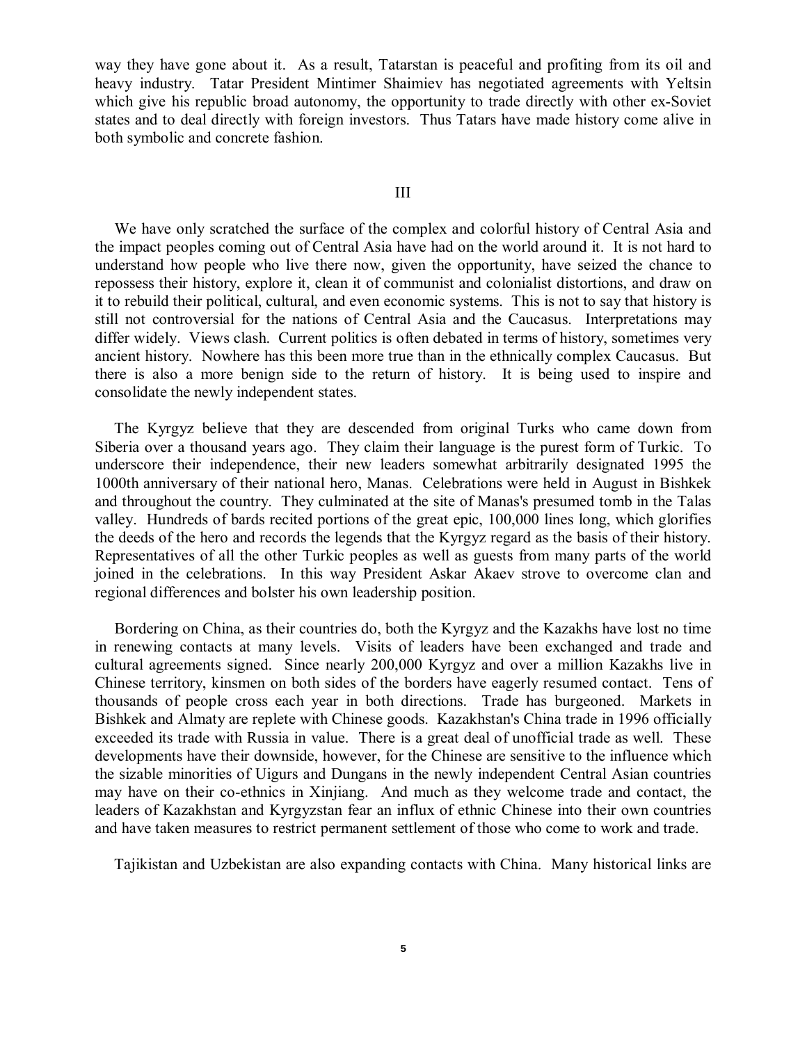way they have gone about it. As a result, Tatarstan is peaceful and profiting from its oil and heavy industry. Tatar President Mintimer Shaimiev has negotiated agreements with Yeltsin which give his republic broad autonomy, the opportunity to trade directly with other ex-Soviet states and to deal directly with foreign investors. Thus Tatars have made history come alive in both symbolic and concrete fashion.

## III

We have only scratched the surface of the complex and colorful history of Central Asia and the impact peoples coming out of Central Asia have had on the world around it. It is not hard to understand how people who live there now, given the opportunity, have seized the chance to repossess their history, explore it, clean it of communist and colonialist distortions, and draw on it to rebuild their political, cultural, and even economic systems. This is not to say that history is still not controversial for the nations of Central Asia and the Caucasus. Interpretations may differ widely. Views clash. Current politics is often debated in terms of history, sometimes very ancient history. Nowhere has this been more true than in the ethnically complex Caucasus. But there is also a more benign side to the return of history. It is being used to inspire and consolidate the newly independent states.

The Kyrgyz believe that they are descended from original Turks who came down from Siberia over a thousand years ago. They claim their language is the purest form of Turkic. To underscore their independence, their new leaders somewhat arbitrarily designated 1995 the 1000th anniversary of their national hero, Manas. Celebrations were held in August in Bishkek and throughout the country. They culminated at the site of Manas's presumed tomb in the Talas valley. Hundreds of bards recited portions of the great epic, 100,000 lines long, which glorifies the deeds of the hero and records the legends that the Kyrgyz regard as the basis of their history. Representatives of all the other Turkic peoples as well as guests from many parts of the world joined in the celebrations. In this way President Askar Akaev strove to overcome clan and regional differences and bolster his own leadership position.

Bordering on China, as their countries do, both the Kyrgyz and the Kazakhs have lost no time in renewing contacts at many levels. Visits of leaders have been exchanged and trade and cultural agreements signed. Since nearly 200,000 Kyrgyz and over a million Kazakhs live in Chinese territory, kinsmen on both sides of the borders have eagerly resumed contact. Tens of thousands of people cross each year in both directions. Trade has burgeoned. Markets in Bishkek and Almaty are replete with Chinese goods. Kazakhstan's China trade in 1996 officially exceeded its trade with Russia in value. There is a great deal of unofficial trade as well. These developments have their downside, however, for the Chinese are sensitive to the influence which the sizable minorities of Uigurs and Dungans in the newly independent Central Asian countries may have on their co-ethnics in Xinjiang. And much as they welcome trade and contact, the leaders of Kazakhstan and Kyrgyzstan fear an influx of ethnic Chinese into their own countries and have taken measures to restrict permanent settlement of those who come to work and trade.

Tajikistan and Uzbekistan are also expanding contacts with China. Many historical links are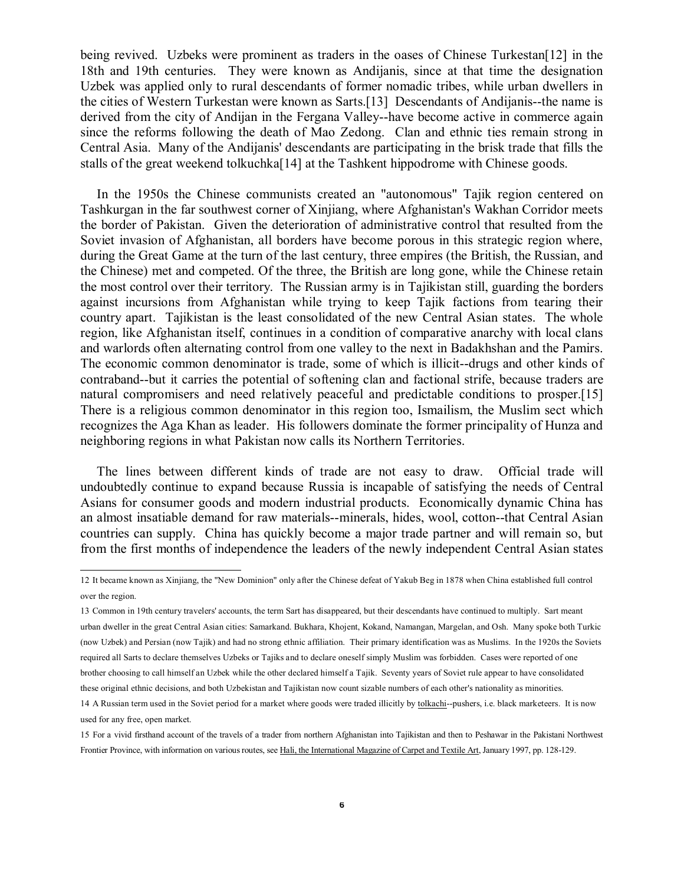being revived. Uzbeks were prominent as traders in the oases of Chinese Turkestan[12] in the 18th and 19th centuries. They were known as Andijanis, since at that time the designation Uzbek was applied only to rural descendants of former nomadic tribes, while urban dwellers in the cities of Western Turkestan were known as Sarts.[13] Descendants of Andijanis--the name is derived from the city of Andijan in the Fergana Valley--have become active in commerce again since the reforms following the death of Mao Zedong. Clan and ethnic ties remain strong in Central Asia. Many of the Andijanis' descendants are participating in the brisk trade that fills the stalls of the great weekend tolkuchka[14] at the Tashkent hippodrome with Chinese goods.

In the 1950s the Chinese communists created an "autonomous" Tajik region centered on Tashkurgan in the far southwest corner of Xinjiang, where Afghanistan's Wakhan Corridor meets the border of Pakistan. Given the deterioration of administrative control that resulted from the Soviet invasion of Afghanistan, all borders have become porous in this strategic region where, during the Great Game at the turn of the last century, three empires (the British, the Russian, and the Chinese) met and competed. Of the three, the British are long gone, while the Chinese retain the most control over their territory. The Russian army is in Tajikistan still, guarding the borders against incursions from Afghanistan while trying to keep Tajik factions from tearing their country apart. Tajikistan is the least consolidated of the new Central Asian states. The whole region, like Afghanistan itself, continues in a condition of comparative anarchy with local clans and warlords often alternating control from one valley to the next in Badakhshan and the Pamirs. The economic common denominator is trade, some of which is illicit--drugs and other kinds of contraband--but it carries the potential of softening clan and factional strife, because traders are natural compromisers and need relatively peaceful and predictable conditions to prosper.[15] There is a religious common denominator in this region too, Ismailism, the Muslim sect which recognizes the Aga Khan as leader. His followers dominate the former principality of Hunza and neighboring regions in what Pakistan now calls its Northern Territories.

The lines between different kinds of trade are not easy to draw. Official trade will undoubtedly continue to expand because Russia is incapable of satisfying the needs of Central Asians for consumer goods and modern industrial products. Economically dynamic China has an almost insatiable demand for raw materials--minerals, hides, wool, cotton--that Central Asian countries can supply. China has quickly become a major trade partner and will remain so, but from the first months of independence the leaders of the newly independent Central Asian states

---

12 It became known as Xinjiang, the "New Dominion" only after the Chinese defeat of Yakub Beg in 1878 when China established full control over the region.

13 Common in 19th century travelers' accounts, the term Sart has disappeared, but their descendants have continued to multiply. Sart meant urban dweller in the great Central Asian cities: Samarkand. Bukhara, Khojent, Kokand, Namangan, Margelan, and Osh. Many spoke both Turkic (now Uzbek) and Persian (now Tajik) and had no strong ethnic affiliation. Their primary identification was as Muslims. In the 1920s the Soviets required all Sarts to declare themselves Uzbeks or Tajiks and to declare oneself simply Muslim was forbidden. Cases were reported of one brother choosing to call himself an Uzbek while the other declared himself a Tajik. Seventy years of Soviet rule appear to have consolidated these original ethnic decisions, and both Uzbekistan and Tajikistan now count sizable numbers of each other's nationality as minorities.

14 A Russian term used in the Soviet period for a market where goods were traded illicitly by tolkachi--pushers, i.e. black marketeers. It is now used for any free, open market.

15 For a vivid firsthand account of the travels of a trader from northern Afghanistan into Tajikistan and then to Peshawar in the Pakistani Northwest Frontier Province, with information on various routes, see Hali, the International Magazine of Carpet and Textile Art, January 1997, pp. 128-129.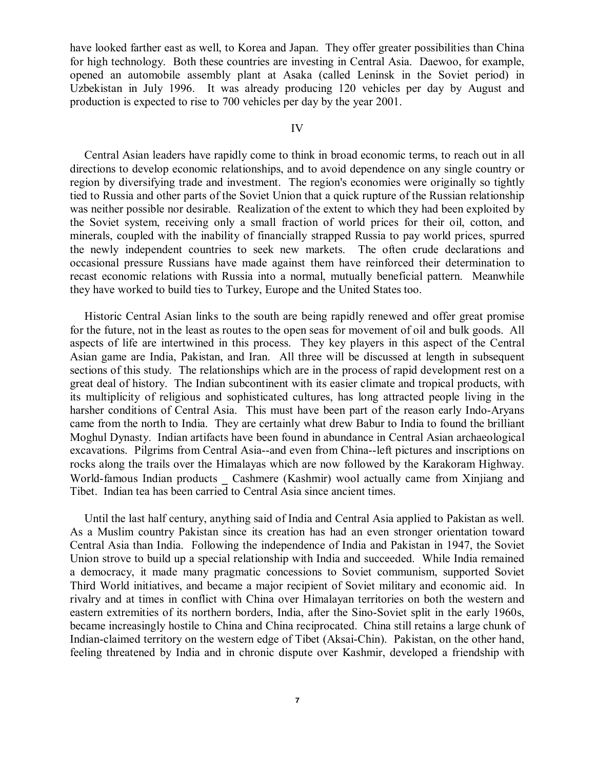have looked farther east as well, to Korea and Japan. They offer greater possibilities than China for high technology. Both these countries are investing in Central Asia. Daewoo, for example, opened an automobile assembly plant at Asaka (called Leninsk in the Soviet period) in Uzbekistan in July 1996. It was already producing 120 vehicles per day by August and production is expected to rise to 700 vehicles per day by the year 2001.

## IV

Central Asian leaders have rapidly come to think in broad economic terms, to reach out in all directions to develop economic relationships, and to avoid dependence on any single country or region by diversifying trade and investment. The region's economies were originally so tightly tied to Russia and other parts of the Soviet Union that a quick rupture of the Russian relationship was neither possible nor desirable. Realization of the extent to which they had been exploited by the Soviet system, receiving only a small fraction of world prices for their oil, cotton, and minerals, coupled with the inability of financially strapped Russia to pay world prices, spurred the newly independent countries to seek new markets. The often crude declarations and occasional pressure Russians have made against them have reinforced their determination to recast economic relations with Russia into a normal, mutually beneficial pattern. Meanwhile they have worked to build ties to Turkey, Europe and the United States too.

Historic Central Asian links to the south are being rapidly renewed and offer great promise for the future, not in the least as routes to the open seas for movement of oil and bulk goods. All aspects of life are intertwined in this process. They key players in this aspect of the Central Asian game are India, Pakistan, and Iran. All three will be discussed at length in subsequent sections of this study. The relationships which are in the process of rapid development rest on a great deal of history. The Indian subcontinent with its easier climate and tropical products, with its multiplicity of religious and sophisticated cultures, has long attracted people living in the harsher conditions of Central Asia. This must have been part of the reason early Indo-Aryans came from the north to India. They are certainly what drew Babur to India to found the brilliant Moghul Dynasty. Indian artifacts have been found in abundance in Central Asian archaeological excavations. Pilgrims from Central Asia--and even from China--left pictures and inscriptions on rocks along the trails over the Himalayas which are now followed by the Karakoram Highway. World-famous Indian products _ Cashmere (Kashmir) wool actually came from Xinjiang and Tibet. Indian tea has been carried to Central Asia since ancient times.

Until the last half century, anything said of India and Central Asia applied to Pakistan as well. As a Muslim country Pakistan since its creation has had an even stronger orientation toward Central Asia than India. Following the independence of India and Pakistan in 1947, the Soviet Union strove to build up a special relationship with India and succeeded. While India remained a democracy, it made many pragmatic concessions to Soviet communism, supported Soviet Third World initiatives, and became a major recipient of Soviet military and economic aid. In rivalry and at times in conflict with China over Himalayan territories on both the western and eastern extremities of its northern borders, India, after the Sino-Soviet split in the early 1960s, became increasingly hostile to China and China reciprocated. China still retains a large chunk of Indian-claimed territory on the western edge of Tibet (Aksai-Chin). Pakistan, on the other hand, feeling threatened by India and in chronic dispute over Kashmir, developed a friendship with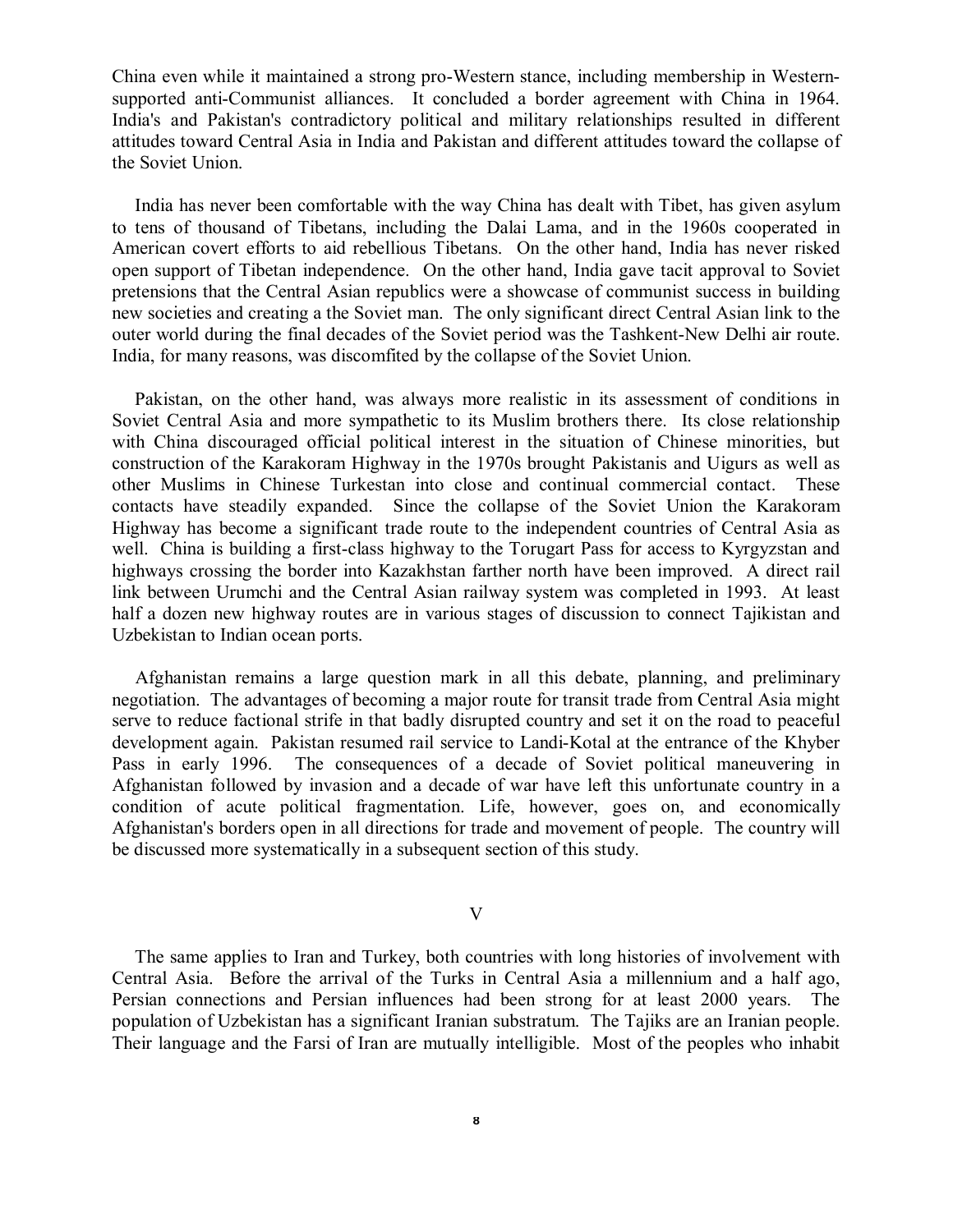China even while it maintained a strong pro-Western stance, including membership in Western-supported anti-Communist alliances. It concluded a border agreement with China in 1964. India's and Pakistan's contradictory political and military relationships resulted in different attitudes toward Central Asia in India and Pakistan and different attitudes toward the collapse of the Soviet Union.

India has never been comfortable with the way China has dealt with Tibet, has given asylum to tens of thousand of Tibetans, including the Dalai Lama, and in the 1960s cooperated in American covert efforts to aid rebellious Tibetans. On the other hand, India has never risked open support of Tibetan independence. On the other hand, India gave tacit approval to Soviet pretensions that the Central Asian republics were a showcase of communist success in building new societies and creating a the Soviet man. The only significant direct Central Asian link to the outer world during the final decades of the Soviet period was the Tashkent-New Delhi air route. India, for many reasons, was discomfited by the collapse of the Soviet Union.

Pakistan, on the other hand, was always more realistic in its assessment of conditions in Soviet Central Asia and more sympathetic to its Muslim brothers there. Its close relationship with China discouraged official political interest in the situation of Chinese minorities, but construction of the Karakoram Highway in the 1970s brought Pakistanis and Uigurs as well as other Muslims in Chinese Turkestan into close and continual commercial contact. These contacts have steadily expanded. Since the collapse of the Soviet Union the Karakoram Highway has become a significant trade route to the independent countries of Central Asia as well. China is building a first-class highway to the Torugart Pass for access to Kyrgyzstan and highways crossing the border into Kazakhstan farther north have been improved. A direct rail link between Urumchi and the Central Asian railway system was completed in 1993. At least half a dozen new highway routes are in various stages of discussion to connect Tajikistan and Uzbekistan to Indian ocean ports.

Afghanistan remains a large question mark in all this debate, planning, and preliminary negotiation. The advantages of becoming a major route for transit trade from Central Asia might serve to reduce factional strife in that badly disrupted country and set it on the road to peaceful development again. Pakistan resumed rail service to Landi-Kotal at the entrance of the Khyber Pass in early 1996. The consequences of a decade of Soviet political maneuvering in Afghanistan followed by invasion and a decade of war have left this unfortunate country in a condition of acute political fragmentation. Life, however, goes on, and economically Afghanistan's borders open in all directions for trade and movement of people. The country will be discussed more systematically in a subsequent section of this study.

## V

The same applies to Iran and Turkey, both countries with long histories of involvement with Central Asia. Before the arrival of the Turks in Central Asia a millennium and a half ago, Persian connections and Persian influences had been strong for at least 2000 years. The population of Uzbekistan has a significant Iranian substratum. The Tajiks are an Iranian people. Their language and the Farsi of Iran are mutually intelligible. Most of the peoples who inhabit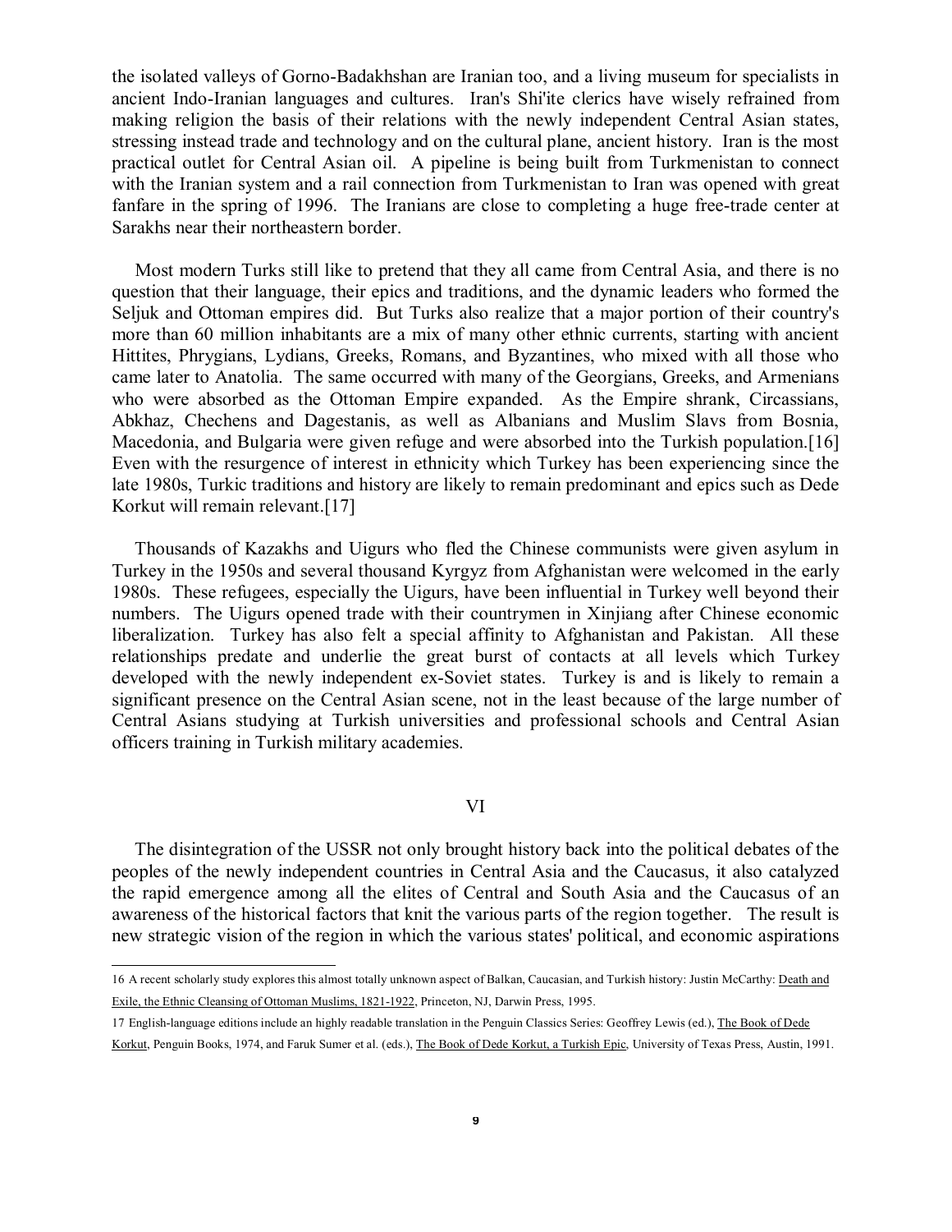the isolated valleys of Gorno-Badakhshan are Iranian too, and a living museum for specialists in ancient Indo-Iranian languages and cultures. Iran's Shi'ite clerics have wisely refrained from making religion the basis of their relations with the newly independent Central Asian states, stressing instead trade and technology and on the cultural plane, ancient history. Iran is the most practical outlet for Central Asian oil. A pipeline is being built from Turkmenistan to connect with the Iranian system and a rail connection from Turkmenistan to Iran was opened with great fanfare in the spring of 1996. The Iranians are close to completing a huge free-trade center at Sarakhs near their northeastern border.

Most modern Turks still like to pretend that they all came from Central Asia, and there is no question that their language, their epics and traditions, and the dynamic leaders who formed the Seljuk and Ottoman empires did. But Turks also realize that a major portion of their country's more than 60 million inhabitants are a mix of many other ethnic currents, starting with ancient Hittites, Phrygians, Lydians, Greeks, Romans, and Byzantines, who mixed with all those who came later to Anatolia. The same occurred with many of the Georgians, Greeks, and Armenians who were absorbed as the Ottoman Empire expanded. As the Empire shrank, Circassians, Abkhaz, Chechens and Dagestanis, as well as Albanians and Muslim Slavs from Bosnia, Macedonia, and Bulgaria were given refuge and were absorbed into the Turkish population.[16] Even with the resurgence of interest in ethnicity which Turkey has been experiencing since the late 1980s, Turkic traditions and history are likely to remain predominant and epics such as Dede Korkut will remain relevant.[17]

Thousands of Kazakhs and Uigurs who fled the Chinese communists were given asylum in Turkey in the 1950s and several thousand Kyrgyz from Afghanistan were welcomed in the early 1980s. These refugees, especially the Uigurs, have been influential in Turkey well beyond their numbers. The Uigurs opened trade with their countrymen in Xinjiang after Chinese economic liberalization. Turkey has also felt a special affinity to Afghanistan and Pakistan. All these relationships predate and underlie the great burst of contacts at all levels which Turkey developed with the newly independent ex-Soviet states. Turkey is and is likely to remain a significant presence on the Central Asian scene, not in the least because of the large number of Central Asians studying at Turkish universities and professional schools and Central Asian officers training in Turkish military academies.

## VI

The disintegration of the USSR not only brought history back into the political debates of the peoples of the newly independent countries in Central Asia and the Caucasus, it also catalyzed the rapid emergence among all the elites of Central and South Asia and the Caucasus of an awareness of the historical factors that knit the various parts of the region together. The result is new strategic vision of the region in which the various states' political, and economic aspirations

---

16 A recent scholarly study explores this almost totally unknown aspect of Balkan, Caucasian, and Turkish history: Justin McCarthy: Death and Exile, the Ethnic Cleansing of Ottoman Muslims, 1821-1922, Princeton, NJ, Darwin Press, 1995.

17 English-language editions include an highly readable translation in the Penguin Classics Series: Geoffrey Lewis (ed.), The Book of Dede Korkut, Penguin Books, 1974, and Faruk Sumer et al. (eds.), The Book of Dede Korkut, a Turkish Epic, University of Texas Press, Austin, 1991.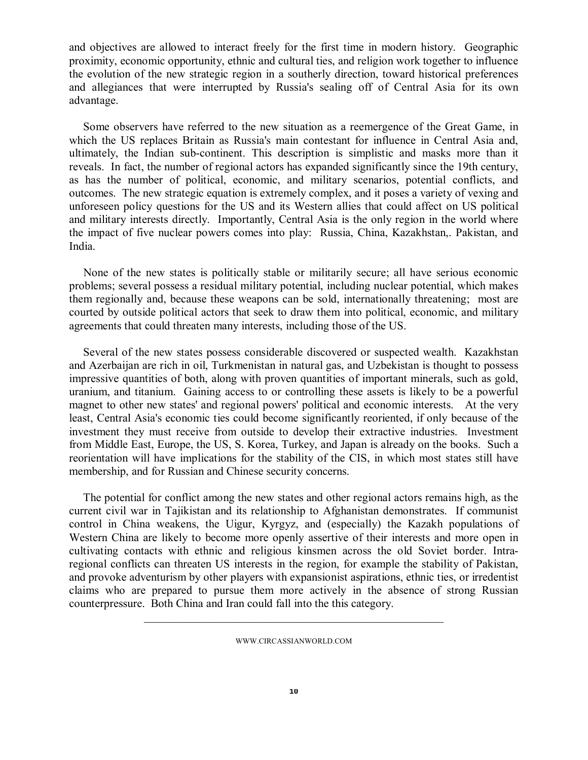and objectives are allowed to interact freely for the first time in modern history. Geographic proximity, economic opportunity, ethnic and cultural ties, and religion work together to influence the evolution of the new strategic region in a southerly direction, toward historical preferences and allegiances that were interrupted by Russia's sealing off of Central Asia for its own advantage.

Some observers have referred to the new situation as a reemergence of the Great Game, in which the US replaces Britain as Russia's main contestant for influence in Central Asia and, ultimately, the Indian sub-continent. This description is simplistic and masks more than it reveals. In fact, the number of regional actors has expanded significantly since the 19th century, as has the number of political, economic, and military scenarios, potential conflicts, and outcomes. The new strategic equation is extremely complex, and it poses a variety of vexing and unforeseen policy questions for the US and its Western allies that could affect on US political and military interests directly. Importantly, Central Asia is the only region in the world where the impact of five nuclear powers comes into play: Russia, China, Kazakhstan,. Pakistan, and India.

None of the new states is politically stable or militarily secure; all have serious economic problems; several possess a residual military potential, including nuclear potential, which makes them regionally and, because these weapons can be sold, internationally threatening; most are courted by outside political actors that seek to draw them into political, economic, and military agreements that could threaten many interests, including those of the US.

Several of the new states possess considerable discovered or suspected wealth. Kazakhstan and Azerbaijan are rich in oil, Turkmenistan in natural gas, and Uzbekistan is thought to possess impressive quantities of both, along with proven quantities of important minerals, such as gold, uranium, and titanium. Gaining access to or controlling these assets is likely to be a powerful magnet to other new states' and regional powers' political and economic interests. At the very least, Central Asia's economic ties could become significantly reoriented, if only because of the investment they must receive from outside to develop their extractive industries. Investment from Middle East, Europe, the US, S. Korea, Turkey, and Japan is already on the books. Such a reorientation will have implications for the stability of the CIS, in which most states still have membership, and for Russian and Chinese security concerns.

The potential for conflict among the new states and other regional actors remains high, as the current civil war in Tajikistan and its relationship to Afghanistan demonstrates. If communist control in China weakens, the Uigur, Kyrgyz, and (especially) the Kazakh populations of Western China are likely to become more openly assertive of their interests and more open in cultivating contacts with ethnic and religious kinsmen across the old Soviet border. Intra-regional conflicts can threaten US interests in the region, for example the stability of Pakistan, and provoke adventurism by other players with expansionist aspirations, ethnic ties, or irredentist claims who are prepared to pursue them more actively in the absence of strong Russian counterpressure. Both China and Iran could fall into the this category.